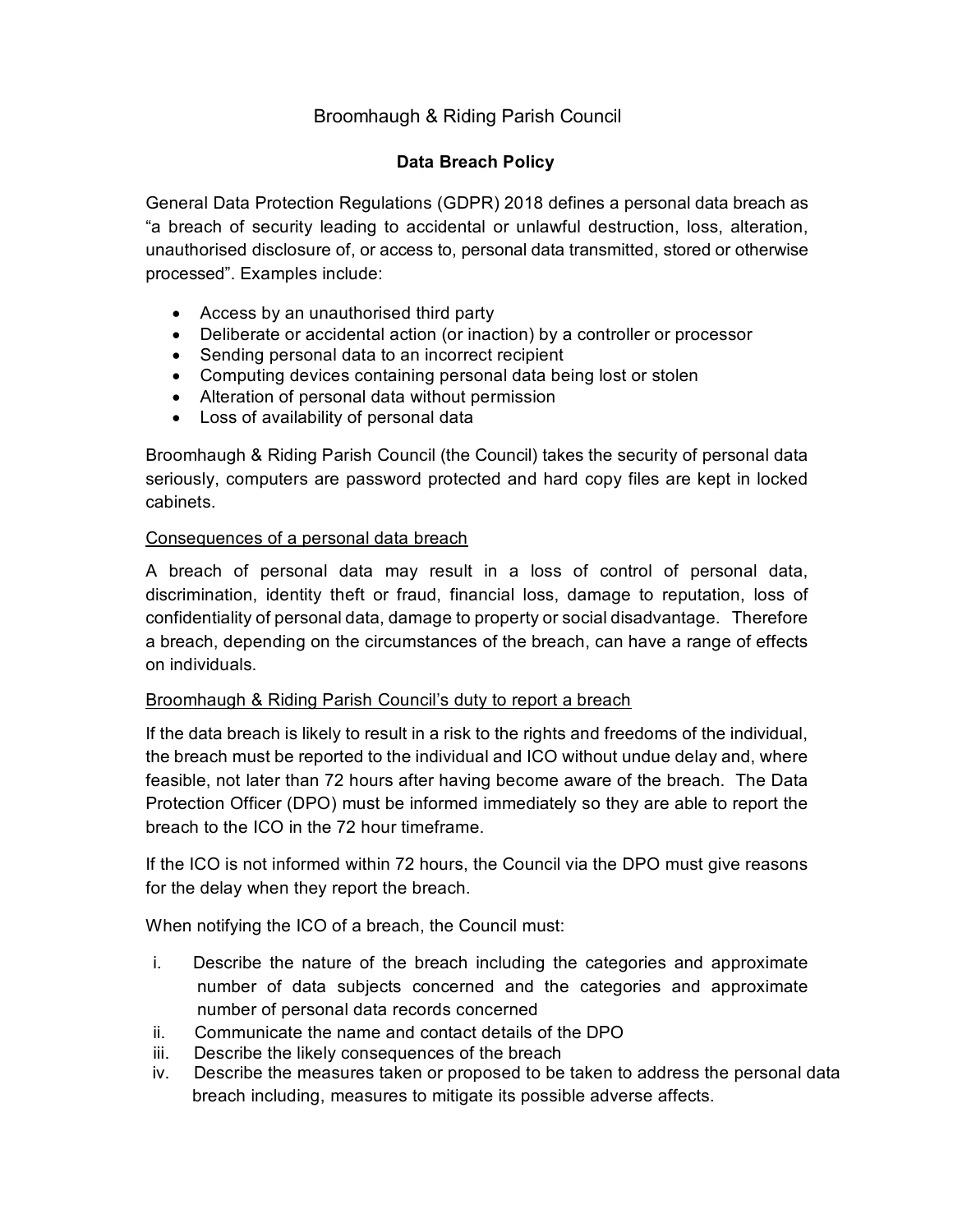# Broomhaugh & Riding Parish Council

## Data Breach Policy

General Data Protection Regulations (GDPR) 2018 defines a personal data breach as "a breach of security leading to accidental or unlawful destruction, loss, alteration, unauthorised disclosure of, or access to, personal data transmitted, stored or otherwise processed". Examples include:

- Access by an unauthorised third party
- Deliberate or accidental action (or inaction) by a controller or processor
- Sending personal data to an incorrect recipient
- Computing devices containing personal data being lost or stolen
- Alteration of personal data without permission
- Loss of availability of personal data

Broomhaugh & Riding Parish Council (the Council) takes the security of personal data seriously, computers are password protected and hard copy files are kept in locked cabinets.

<u>Consequences of a personal data breach</u>

A breach of personal data may result in a loss of control of personal data, discrimination, identity theft or fraud, financial loss, damage to reputation, loss of confidentiality of personal data, damage to property or social disadvantage. Therefore a breach, depending on the circumstances of the breach, can have a range of effects on individuals.

<u>Broomhaugh & Riding Parish Council's duty to report a breach</u>

If the data breach is likely to result in a risk to the rights and freedoms of the individual, the breach must be reported to the individual and ICO without undue delay and, where feasible, not later than 72 hours after having become aware of the breach. The Data Protection Officer (DPO) must be informed immediately so they are able to report the breach to the ICO in the 72 hour timeframe.

If the ICO is not informed within 72 hours, the Council via the DPO must give reasons for the delay when they report the breach.

When notifying the ICO of a breach, the Council must:

i. Describe the nature of the breach including the categories and approximate number of data subjects concerned and the categories and approximate number of personal data records concerned
ii. Communicate the name and contact details of the DPO
iii. Describe the likely consequences of the breach
iv. Describe the measures taken or proposed to be taken to address the personal data breach including, measures to mitigate its possible adverse affects.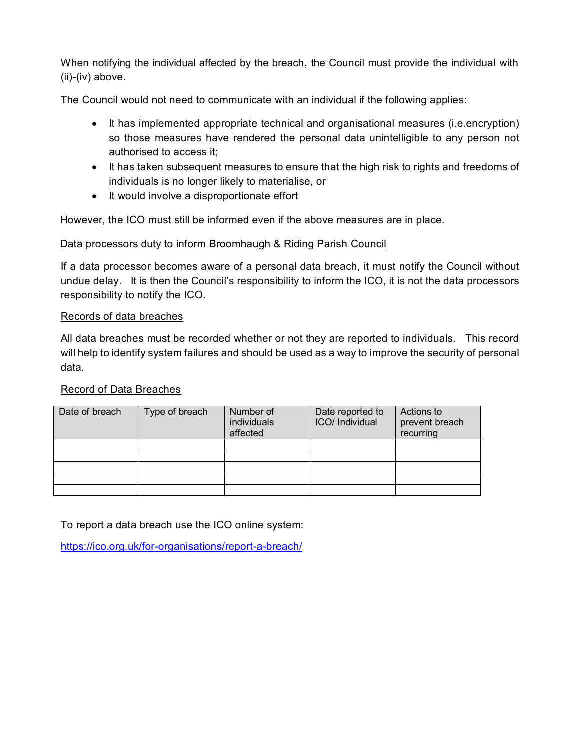When notifying the individual affected by the breach, the Council must provide the individual with (ii)-(iv) above.

The Council would not need to communicate with an individual if the following applies:

- It has implemented appropriate technical and organisational measures (i.e.encryption) so those measures have rendered the personal data unintelligible to any person not authorised to access it;
- It has taken subsequent measures to ensure that the high risk to rights and freedoms of individuals is no longer likely to materialise, or
- It would involve a disproportionate effort

However, the ICO must still be informed even if the above measures are in place.

Data processors duty to inform Broomhaugh & Riding Parish Council

If a data processor becomes aware of a personal data breach, it must notify the Council without undue delay. It is then the Council's responsibility to inform the ICO, it is not the data processors responsibility to notify the ICO.

Records of data breaches

All data breaches must be recorded whether or not they are reported to individuals. This record will help to identify system failures and should be used as a way to improve the security of personal data.

Record of Data Breaches

| Date of breach | Type of breach | Number of individuals affected | Date reported to ICO/ Individual | Actions to prevent breach recurring |
|---|---|---|---|---|
| | | | | |
| | | | | |
| | | | | |
| | | | | |
| | | | | |

To report a data breach use the ICO online system:

https://ico.org.uk/for-organisations/report-a-breach/